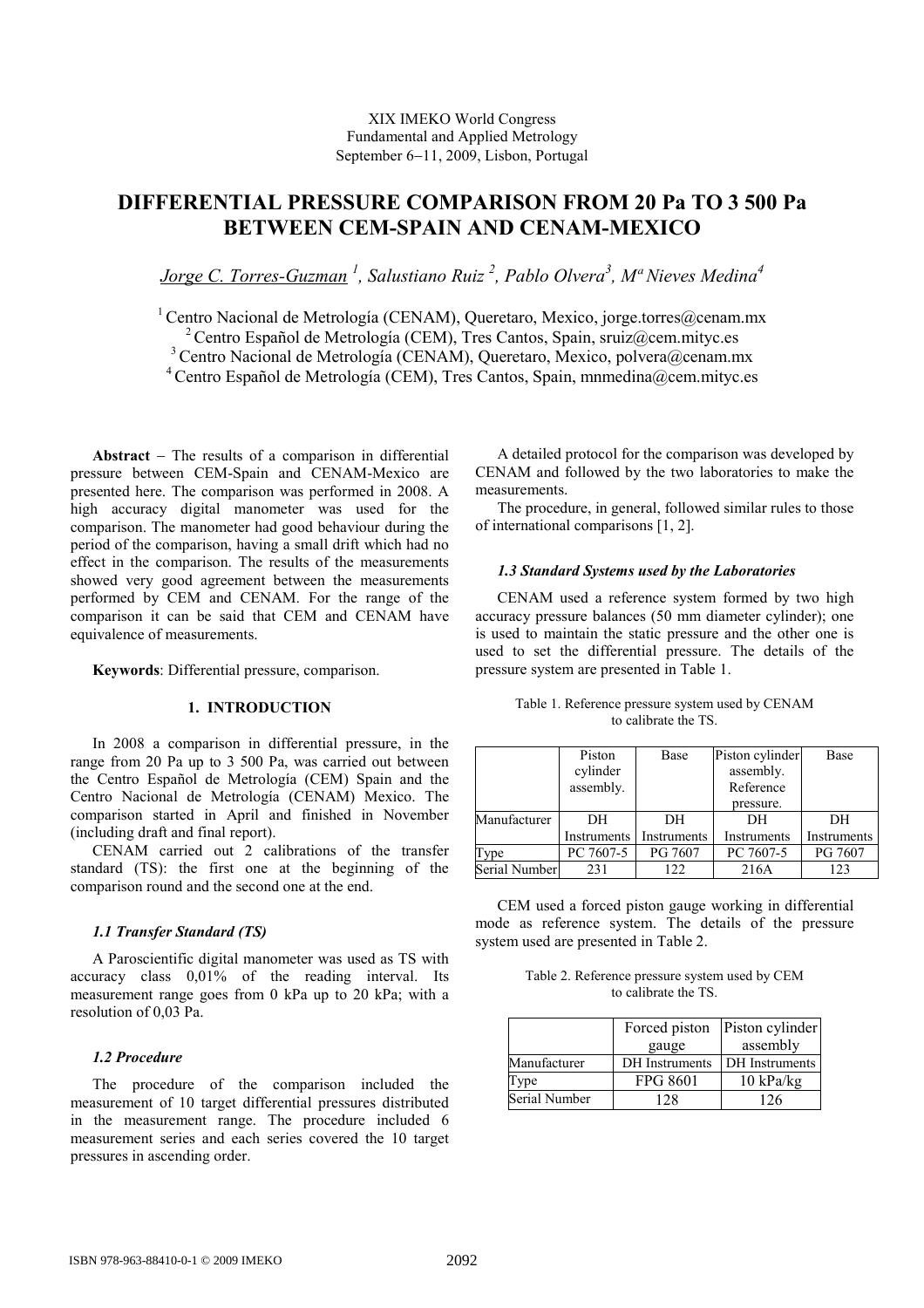XIX IMEKO World Congress
Fundamental and Applied Metrology
September 6−11, 2009, Lisbon, Portugal

# DIFFERENTIAL PRESSURE COMPARISON FROM 20 Pa TO 3 500 Pa BETWEEN CEM-SPAIN AND CENAM-MEXICO

Jorge C. Torres-Guzman [1], Salustiano Ruiz [2], Pablo Olvera[3], Mª Nieves Medina[4]

[1] Centro Nacional de Metrología (CENAM), Queretaro, Mexico, jorge.torres@cenam.mx
[2] Centro Español de Metrología (CEM), Tres Cantos, Spain, sruiz@cem.mityc.es
[3] Centro Nacional de Metrología (CENAM), Queretaro, Mexico, polvera@cenam.mx
[4] Centro Español de Metrología (CEM), Tres Cantos, Spain, mnmedina@cem.mityc.es

**Abstract** − The results of a comparison in differential pressure between CEM-Spain and CENAM-Mexico are presented here. The comparison was performed in 2008. A high accuracy digital manometer was used for the comparison. The manometer had good behaviour during the period of the comparison, having a small drift which had no effect in the comparison. The results of the measurements showed very good agreement between the measurements performed by CEM and CENAM. For the range of the comparison it can be said that CEM and CENAM have equivalence of measurements.

**Keywords**: Differential pressure, comparison.

## 1. INTRODUCTION

In 2008 a comparison in differential pressure, in the range from 20 Pa up to 3 500 Pa, was carried out between the Centro Español de Metrología (CEM) Spain and the Centro Nacional de Metrología (CENAM) Mexico. The comparison started in April and finished in November (including draft and final report).

CENAM carried out 2 calibrations of the transfer standard (TS): the first one at the beginning of the comparison round and the second one at the end.

### *1.1 Transfer Standard (TS)*

A Paroscientific digital manometer was used as TS with accuracy class 0,01% of the reading interval. Its measurement range goes from 0 kPa up to 20 kPa; with a resolution of 0,03 Pa.

### *1.2 Procedure*

The procedure of the comparison included the measurement of 10 target differential pressures distributed in the measurement range. The procedure included 6 measurement series and each series covered the 10 target pressures in ascending order.

A detailed protocol for the comparison was developed by CENAM and followed by the two laboratories to make the measurements.

The procedure, in general, followed similar rules to those of international comparisons [1, 2].

### *1.3 Standard Systems used by the Laboratories*

CENAM used a reference system formed by two high accuracy pressure balances (50 mm diameter cylinder); one is used to maintain the static pressure and the other one is used to set the differential pressure. The details of the pressure system are presented in Table 1.

Table 1. Reference pressure system used by CENAM to calibrate the TS.

| | Piston cylinder assembly. | Base | Piston cylinder assembly. Reference pressure. | Base |
|---|---|---|---|---|
| Manufacturer | DH Instruments | DH Instruments | DH Instruments | DH Instruments |
| Type | PC 7607-5 | PG 7607 | PC 7607-5 | PG 7607 |
| Serial Number | 231 | 122 | 216A | 123 |

CEM used a forced piston gauge working in differential mode as reference system. The details of the pressure system used are presented in Table 2.

Table 2. Reference pressure system used by CEM to calibrate the TS.

| | Forced piston gauge | Piston cylinder assembly |
|---|---|---|
| Manufacturer | DH Instruments | DH Instruments |
| Type | FPG 8601 | 10 kPa/kg |
| Serial Number | 128 | 126 |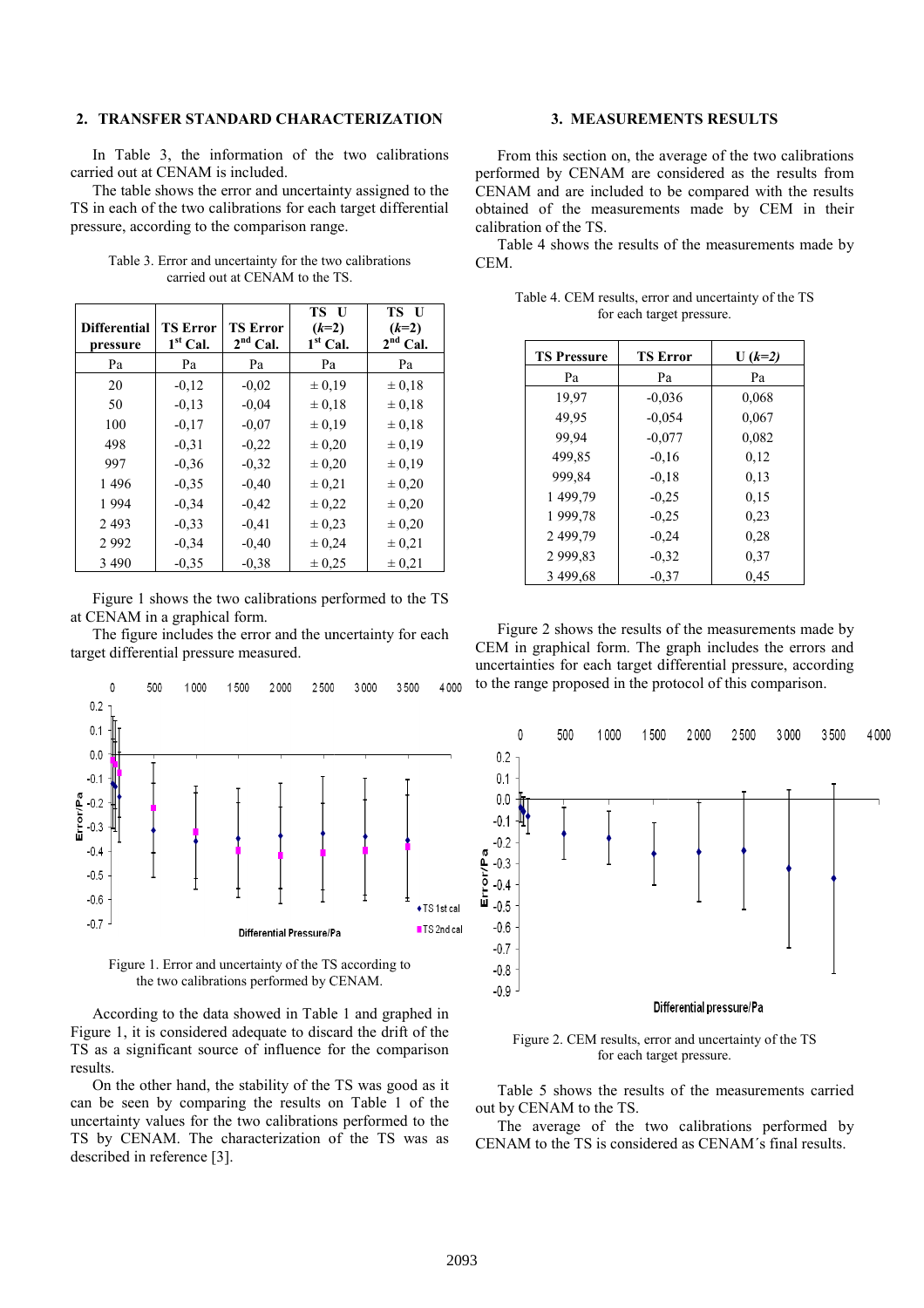## 2. TRANSFER STANDARD CHARACTERIZATION

In Table 3, the information of the two calibrations carried out at CENAM is included.

The table shows the error and uncertainty assigned to the TS in each of the two calibrations for each target differential pressure, according to the comparison range.

Table 3. Error and uncertainty for the two calibrations carried out at CENAM to the TS.

| Differential pressure | TS Error 1st Cal. | TS Error 2nd Cal. | TS U ($k$=2) 1st Cal. | TS U ($k$=2) 2nd Cal. |
|---|---|---|---|---|
| Pa | Pa | Pa | Pa | Pa |
| 20 | -0,12 | -0,02 | ± 0,19 | ± 0,18 |
| 50 | -0,13 | -0,04 | ± 0,18 | ± 0,18 |
| 100 | -0,17 | -0,07 | ± 0,19 | ± 0,18 |
| 498 | -0,31 | -0,22 | ± 0,20 | ± 0,19 |
| 997 | -0,36 | -0,32 | ± 0,20 | ± 0,19 |
| 1 496 | -0,35 | -0,40 | ± 0,21 | ± 0,20 |
| 1 994 | -0,34 | -0,42 | ± 0,22 | ± 0,20 |
| 2 493 | -0,33 | -0,41 | ± 0,23 | ± 0,20 |
| 2 992 | -0,34 | -0,40 | ± 0,24 | ± 0,21 |
| 3 490 | -0,35 | -0,38 | ± 0,25 | ± 0,21 |

Figure 1 shows the two calibrations performed to the TS at CENAM in a graphical form.

The figure includes the error and the uncertainty for each target differential pressure measured.

Figure 1. Error and uncertainty of the TS according to the two calibrations performed by CENAM.

According to the data showed in Table 1 and graphed in Figure 1, it is considered adequate to discard the drift of the TS as a significant source of influence for the comparison results.

On the other hand, the stability of the TS was good as it can be seen by comparing the results on Table 1 of the uncertainty values for the two calibrations performed to the TS by CENAM. The characterization of the TS was as described in reference [3].

## 3. MEASUREMENTS RESULTS

From this section on, the average of the two calibrations performed by CENAM are considered as the results from CENAM and are included to be compared with the results obtained of the measurements made by CEM in their calibration of the TS.

Table 4 shows the results of the measurements made by CEM.

Table 4. CEM results, error and uncertainty of the TS for each target pressure.

| TS Pressure | TS Error | U ($k$=2) |
|---|---|---|
| Pa | Pa | Pa |
| 19,97 | -0,036 | 0,068 |
| 49,95 | -0,054 | 0,067 |
| 99,94 | -0,077 | 0,082 |
| 499,85 | -0,16 | 0,12 |
| 999,84 | -0,18 | 0,13 |
| 1 499,79 | -0,25 | 0,15 |
| 1 999,78 | -0,25 | 0,23 |
| 2 499,79 | -0,24 | 0,28 |
| 2 999,83 | -0,32 | 0,37 |
| 3 499,68 | -0,37 | 0,45 |

Figure 2 shows the results of the measurements made by CEM in graphical form. The graph includes the errors and uncertainties for each target differential pressure, according to the range proposed in the protocol of this comparison.

Figure 2. CEM results, error and uncertainty of the TS for each target pressure.

Table 5 shows the results of the measurements carried out by CENAM to the TS.

The average of the two calibrations performed by CENAM to the TS is considered as CENAM´s final results.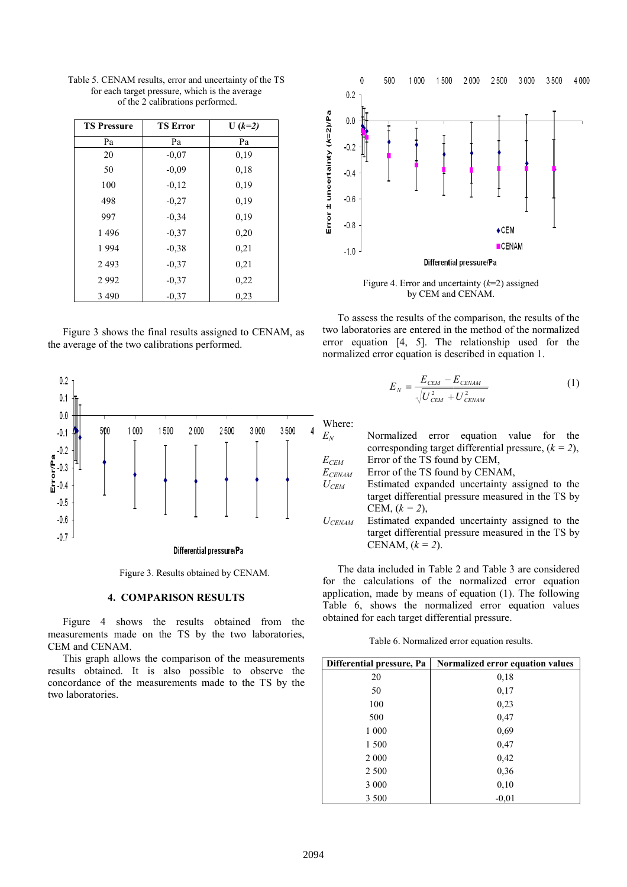Table 5. CENAM results, error and uncertainty of the TS for each target pressure, which is the average of the 2 calibrations performed.

| TS Pressure | TS Error | U (*k=2*) |
|---|---|---|
| Pa | Pa | Pa |
| 20 | -0,07 | 0,19 |
| 50 | -0,09 | 0,18 |
| 100 | -0,12 | 0,19 |
| 498 | -0,27 | 0,19 |
| 997 | -0,34 | 0,19 |
| 1 496 | -0,37 | 0,20 |
| 1 994 | -0,38 | 0,21 |
| 2 493 | -0,37 | 0,21 |
| 2 992 | -0,37 | 0,22 |
| 3 490 | -0,37 | 0,23 |

Figure 3 shows the final results assigned to CENAM, as the average of the two calibrations performed.

Figure 3. Results obtained by CENAM.

## 4. COMPARISON RESULTS

Figure 4 shows the results obtained from the measurements made on the TS by the two laboratories, CEM and CENAM.

This graph allows the comparison of the measurements results obtained. It is also possible to observe the concordance of the measurements made to the TS by the two laboratories.

Figure 4. Error and uncertainty ($k$=2) assigned by CEM and CENAM.

To assess the results of the comparison, the results of the two laboratories are entered in the method of the normalized error equation [4, 5]. The relationship used for the normalized error equation is described in equation 1.

$$E_N = \frac{E_{CEM} - E_{CENAM}}{\sqrt{U_{CEM}^2 + U_{CENAM}^2}} \tag{1}$$

Where:

- $E_N$ Normalized error equation value for the corresponding target differential pressure, ($k = 2$),
- $E_{CEM}$ Error of the TS found by CEM,
- $E_{CENAM}$ Error of the TS found by CENAM,
- $U_{CEM}$ Estimated expanded uncertainty assigned to the target differential pressure measured in the TS by CEM, ($k = 2$),
- $U_{CENAM}$ Estimated expanded uncertainty assigned to the target differential pressure measured in the TS by CENAM, ($k = 2$).

The data included in Table 2 and Table 3 are considered for the calculations of the normalized error equation application, made by means of equation (1). The following Table 6, shows the normalized error equation values obtained for each target differential pressure.

Table 6. Normalized error equation results.

| Differential pressure, Pa | Normalized error equation values |
|---|---|
| 20 | 0,18 |
| 50 | 0,17 |
| 100 | 0,23 |
| 500 | 0,47 |
| 1 000 | 0,69 |
| 1 500 | 0,47 |
| 2 000 | 0,42 |
| 2 500 | 0,36 |
| 3 000 | 0,10 |
| 3 500 | -0,01 |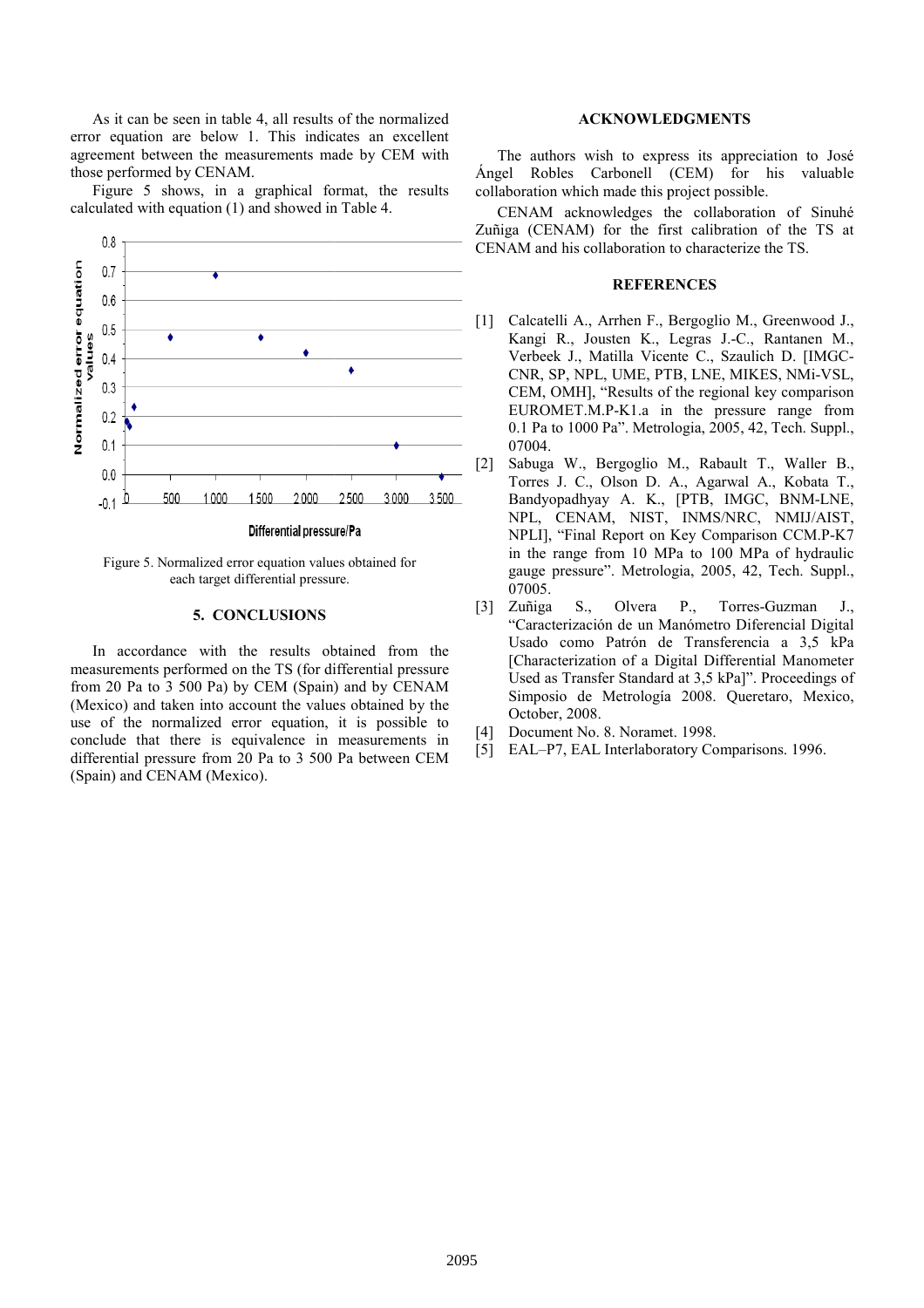As it can be seen in table 4, all results of the normalized error equation are below 1. This indicates an excellent agreement between the measurements made by CEM with those performed by CENAM.

Figure 5 shows, in a graphical format, the results calculated with equation (1) and showed in Table 4.

Normalized error equation values

0.8
0.7
0.6
0.5
0.4
0.3
0.2
0.1
0.0
-0.1

0
500
1 000
1 500
2 000
2 500
3 000
3 500

Differential pressure/Pa

Figure 5. Normalized error equation values obtained for each target differential pressure.

## 5. CONCLUSIONS

In accordance with the results obtained from the measurements performed on the TS (for differential pressure from 20 Pa to 3 500 Pa) by CEM (Spain) and by CENAM (Mexico) and taken into account the values obtained by the use of the normalized error equation, it is possible to conclude that there is equivalence in measurements in differential pressure from 20 Pa to 3 500 Pa between CEM (Spain) and CENAM (Mexico).

## ACKNOWLEDGMENTS

The authors wish to express its appreciation to José Ángel Robles Carbonell (CEM) for his valuable collaboration which made this project possible.

CENAM acknowledges the collaboration of Sinuhé Zuñiga (CENAM) for the first calibration of the TS at CENAM and his collaboration to characterize the TS.

## REFERENCES

[1] Calcatelli A., Arrhen F., Bergoglio M., Greenwood J., Kangi R., Jousten K., Legras J.-C., Rantanen M., Verbeek J., Matilla Vicente C., Szaulich D. [IMGC-CNR, SP, NPL, UME, PTB, LNE, MIKES, NMi-VSL, CEM, OMH], "Results of the regional key comparison EUROMET.M.P-K1.a in the pressure range from 0.1 Pa to 1000 Pa". Metrologia, 2005, 42, Tech. Suppl., 07004.

[2] Sabuga W., Bergoglio M., Rabault T., Waller B., Torres J. C., Olson D. A., Agarwal A., Kobata T., Bandyopadhyay A. K., [PTB, IMGC, BNM-LNE, NPL, CENAM, NIST, INMS/NRC, NMIJ/AIST, NPLI], "Final Report on Key Comparison CCM.P-K7 in the range from 10 MPa to 100 MPa of hydraulic gauge pressure". Metrologia, 2005, 42, Tech. Suppl., 07005.

[3] Zuñiga S., Olvera P., Torres-Guzman J., "Caracterización de un Manómetro Diferencial Digital Usado como Patrón de Transferencia a 3,5 kPa [Characterization of a Digital Differential Manometer Used as Transfer Standard at 3,5 kPa]". Proceedings of Simposio de Metrología 2008. Queretaro, Mexico, October, 2008.

[4] Document No. 8. Noramet. 1998.

[5] EAL–P7, EAL Interlaboratory Comparisons. 1996.